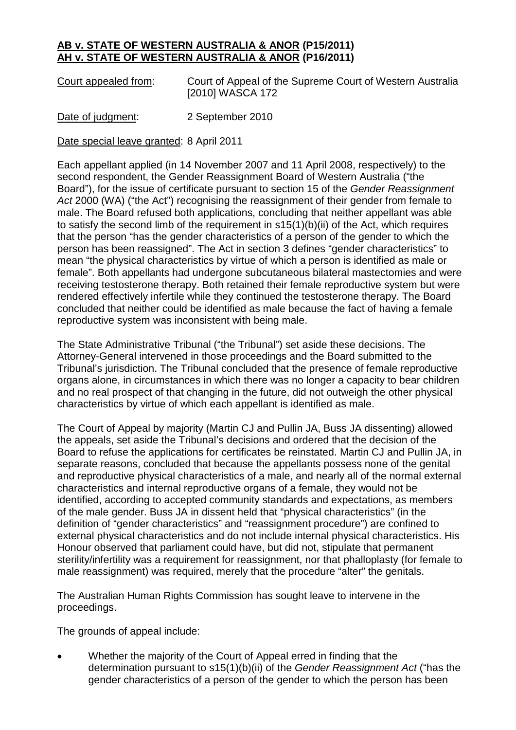**AB v. STATE OF WESTERN AUSTRALIA & ANOR (P15/2011)**
**AH v. STATE OF WESTERN AUSTRALIA & ANOR (P16/2011)**

Court appealed from: Court of Appeal of the Supreme Court of Western Australia [2010] WASCA 172

Date of judgment: 2 September 2010

Date special leave granted: 8 April 2011

Each appellant applied (in 14 November 2007 and 11 April 2008, respectively) to the second respondent, the Gender Reassignment Board of Western Australia ("the Board"), for the issue of certificate pursuant to section 15 of the *Gender Reassignment Act* 2000 (WA) ("the Act") recognising the reassignment of their gender from female to male. The Board refused both applications, concluding that neither appellant was able to satisfy the second limb of the requirement in s15(1)(b)(ii) of the Act, which requires that the person "has the gender characteristics of a person of the gender to which the person has been reassigned". The Act in section 3 defines "gender characteristics" to mean "the physical characteristics by virtue of which a person is identified as male or female". Both appellants had undergone subcutaneous bilateral mastectomies and were receiving testosterone therapy. Both retained their female reproductive system but were rendered effectively infertile while they continued the testosterone therapy. The Board concluded that neither could be identified as male because the fact of having a female reproductive system was inconsistent with being male.

The State Administrative Tribunal ("the Tribunal") set aside these decisions. The Attorney-General intervened in those proceedings and the Board submitted to the Tribunal's jurisdiction. The Tribunal concluded that the presence of female reproductive organs alone, in circumstances in which there was no longer a capacity to bear children and no real prospect of that changing in the future, did not outweigh the other physical characteristics by virtue of which each appellant is identified as male.

The Court of Appeal by majority (Martin CJ and Pullin JA, Buss JA dissenting) allowed the appeals, set aside the Tribunal's decisions and ordered that the decision of the Board to refuse the applications for certificates be reinstated. Martin CJ and Pullin JA, in separate reasons, concluded that because the appellants possess none of the genital and reproductive physical characteristics of a male, and nearly all of the normal external characteristics and internal reproductive organs of a female, they would not be identified, according to accepted community standards and expectations, as members of the male gender. Buss JA in dissent held that "physical characteristics" (in the definition of "gender characteristics" and "reassignment procedure") are confined to external physical characteristics and do not include internal physical characteristics. His Honour observed that parliament could have, but did not, stipulate that permanent sterility/infertility was a requirement for reassignment, nor that phalloplasty (for female to male reassignment) was required, merely that the procedure "alter" the genitals.

The Australian Human Rights Commission has sought leave to intervene in the proceedings.

The grounds of appeal include:

- Whether the majority of the Court of Appeal erred in finding that the determination pursuant to s15(1)(b)(ii) of the *Gender Reassignment Act* ("has the gender characteristics of a person of the gender to which the person has been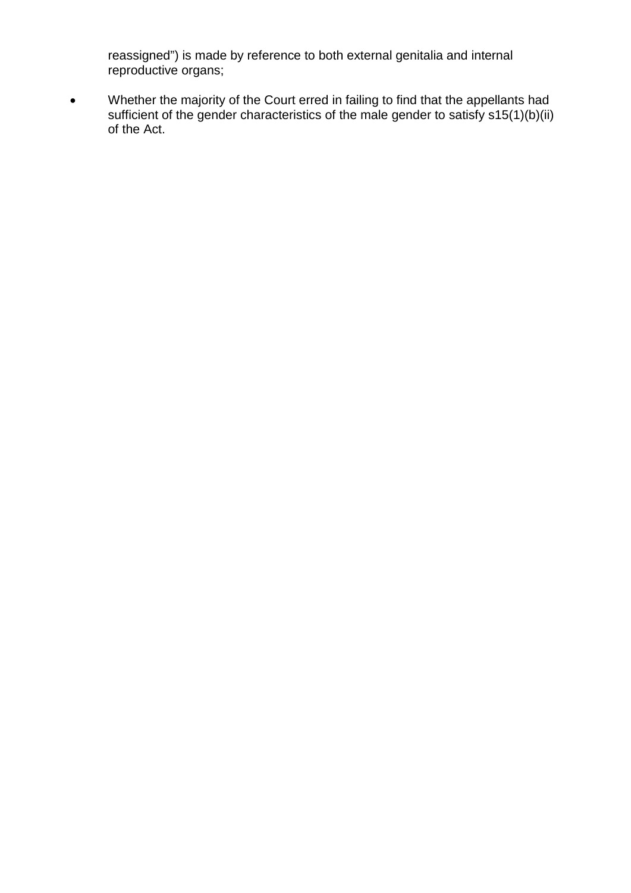reassigned") is made by reference to both external genitalia and internal reproductive organs;

- Whether the majority of the Court erred in failing to find that the appellants had sufficient of the gender characteristics of the male gender to satisfy s15(1)(b)(ii) of the Act.